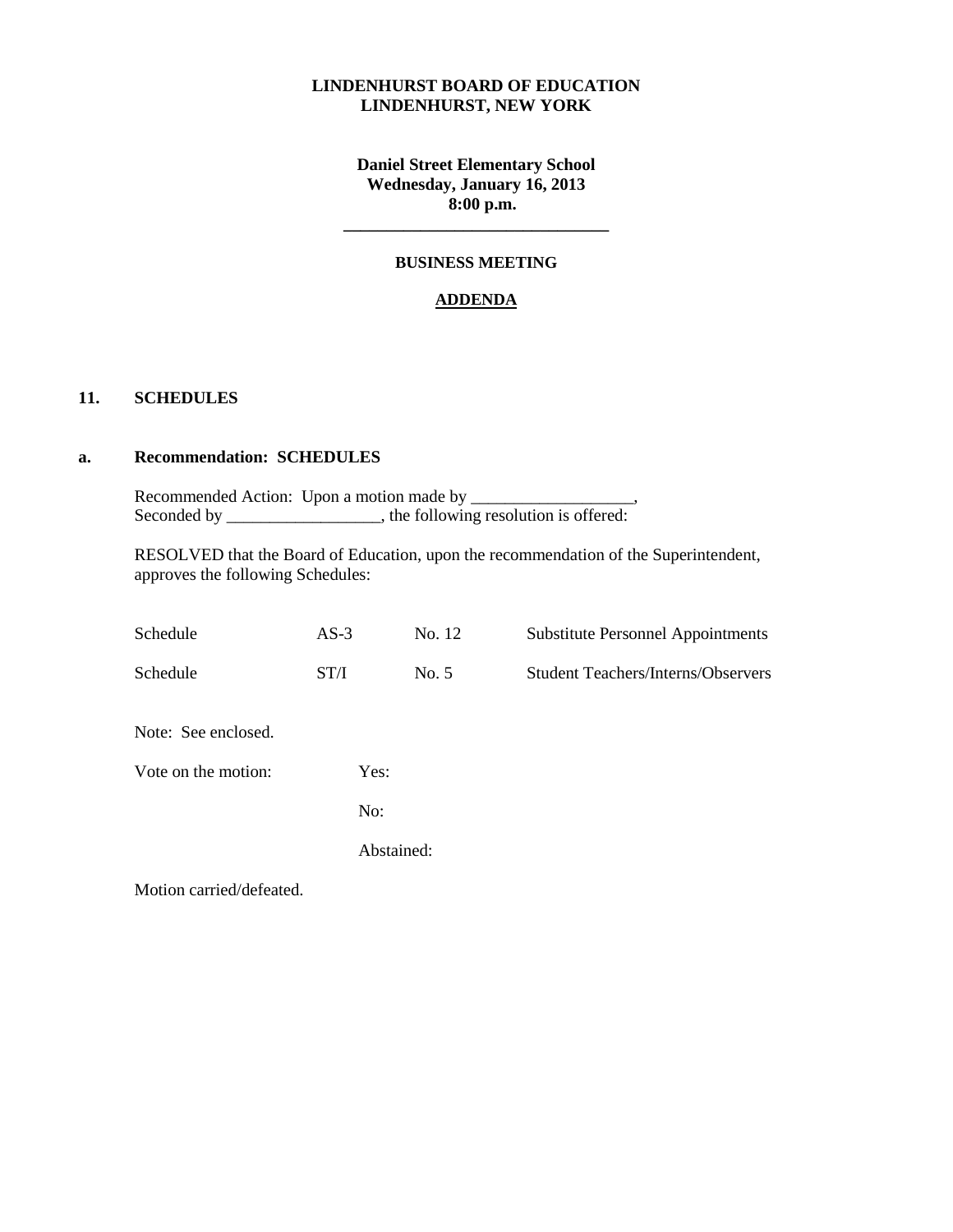**LINDENHURST BOARD OF EDUCATION**
**LINDENHURST, NEW YORK**

**Daniel Street Elementary School**
**Wednesday, January 16, 2013**
**8:00 p.m.**

---

**BUSINESS MEETING**

**ADDENDA**

## 11. SCHEDULES

### a. Recommendation: SCHEDULES

Recommended Action: Upon a motion made by ___________________,
Seconded by __________________, the following resolution is offered:

RESOLVED that the Board of Education, upon the recommendation of the Superintendent, approves the following Schedules:

| | | | |
|---|---|---|---|
| Schedule | AS-3 | No. 12 | Substitute Personnel Appointments |
| Schedule | ST/I | No. 5 | Student Teachers/Interns/Observers |

Note: See enclosed.

Vote on the motion: Yes:

No:

Abstained:

Motion carried/defeated.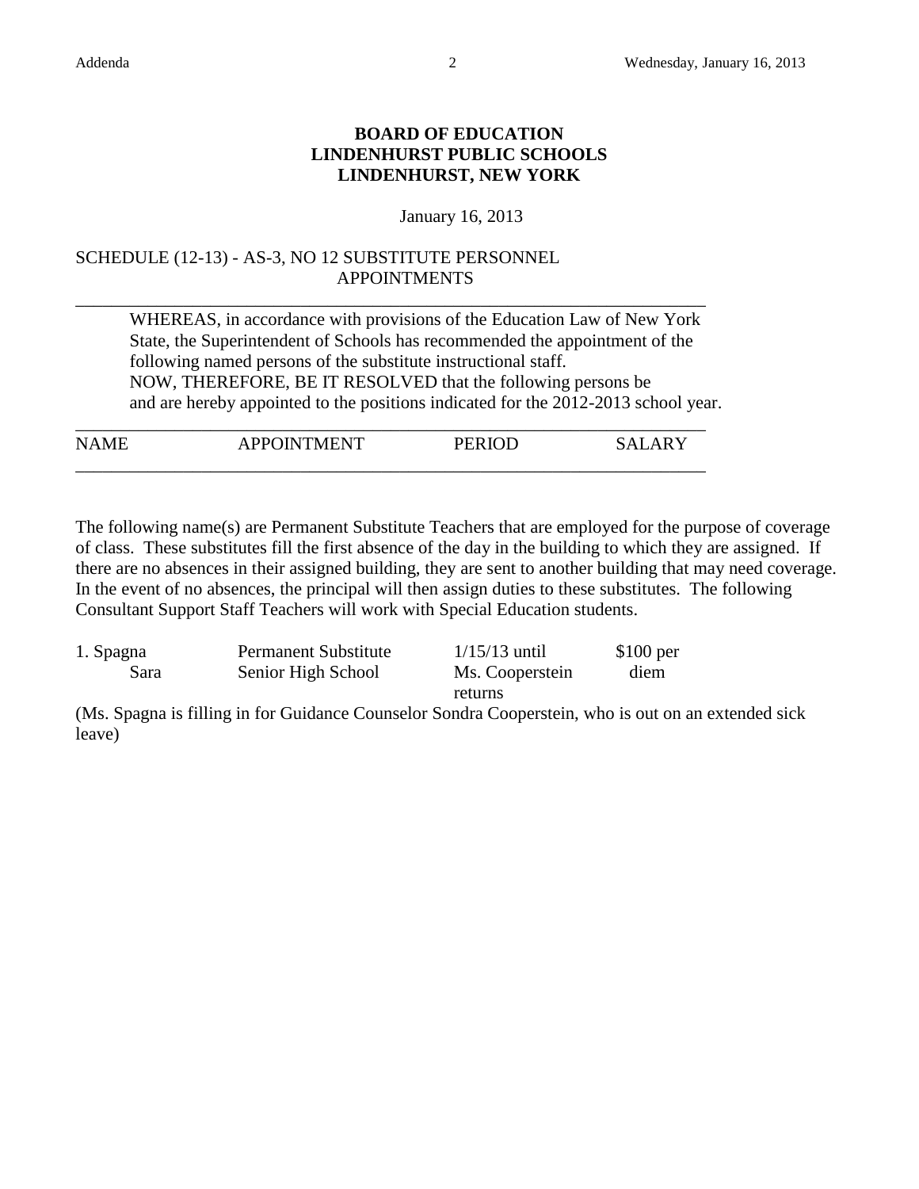**BOARD OF EDUCATION**
**LINDENHURST PUBLIC SCHOOLS**
**LINDENHURST, NEW YORK**

January 16, 2013

SCHEDULE (12-13) - AS-3, NO 12 SUBSTITUTE PERSONNEL APPOINTMENTS

WHEREAS, in accordance with provisions of the Education Law of New York State, the Superintendent of Schools has recommended the appointment of the following named persons of the substitute instructional staff.
NOW, THEREFORE, BE IT RESOLVED that the following persons be and are hereby appointed to the positions indicated for the 2012-2013 school year.

| NAME | APPOINTMENT | PERIOD | SALARY |
|---|---|---|---|

The following name(s) are Permanent Substitute Teachers that are employed for the purpose of coverage of class. These substitutes fill the first absence of the day in the building to which they are assigned. If there are no absences in their assigned building, they are sent to another building that may need coverage. In the event of no absences, the principal will then assign duties to these substitutes. The following Consultant Support Staff Teachers will work with Special Education students.

| | | | |
|---|---|---|---|
| 1. Spagna Sara | Permanent Substitute Senior High School | 1/15/13 until Ms. Cooperstein returns | $100 per diem |

(Ms. Spagna is filling in for Guidance Counselor Sondra Cooperstein, who is out on an extended sick leave)